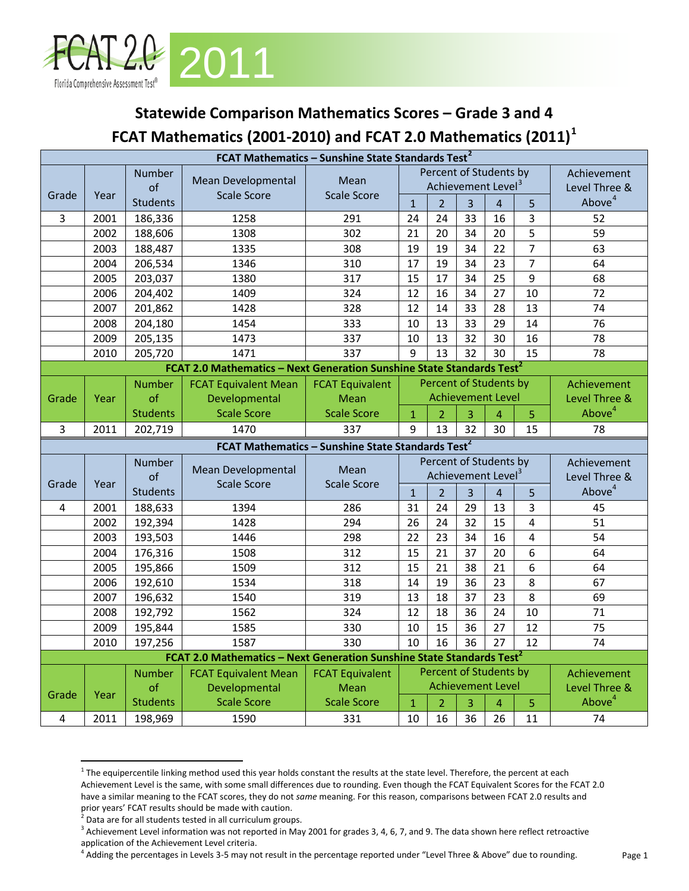FCAT 2.0 2011

Florida Comprehensive Assessment Test®

## Statewide Comparison Mathematics Scores – Grade 3 and 4

## FCAT Mathematics (2001-2010) and FCAT 2.0 Mathematics (2011)[1]

| FCAT Mathematics – Sunshine State Standards Test[2] | | | | | | | | | | |
|---|---|---|---|---|---|---|---|---|---|---|
| Grade | Year | Number of Students | Mean Developmental Scale Score | Mean Scale Score | Percent of Students by Achievement Level[3] | | | | | Achievement Level Three & Above[4] |
| | | | | | 1 | 2 | 3 | 4 | 5 | |
| 3 | 2001 | 186,336 | 1258 | 291 | 24 | 24 | 33 | 16 | 3 | 52 |
| | 2002 | 188,606 | 1308 | 302 | 21 | 20 | 34 | 20 | 5 | 59 |
| | 2003 | 188,487 | 1335 | 308 | 19 | 19 | 34 | 22 | 7 | 63 |
| | 2004 | 206,534 | 1346 | 310 | 17 | 19 | 34 | 23 | 7 | 64 |
| | 2005 | 203,037 | 1380 | 317 | 15 | 17 | 34 | 25 | 9 | 68 |
| | 2006 | 204,402 | 1409 | 324 | 12 | 16 | 34 | 27 | 10 | 72 |
| | 2007 | 201,862 | 1428 | 328 | 12 | 14 | 33 | 28 | 13 | 74 |
| | 2008 | 204,180 | 1454 | 333 | 10 | 13 | 33 | 29 | 14 | 76 |
| | 2009 | 205,135 | 1473 | 337 | 10 | 13 | 32 | 30 | 16 | 78 |
| | 2010 | 205,720 | 1471 | 337 | 9 | 13 | 32 | 30 | 15 | 78 |
| **FCAT 2.0 Mathematics – Next Generation Sunshine State Standards Test[2]** | | | | | | | | | | |
| Grade | Year | Number of Students | FCAT Equivalent Mean Developmental Scale Score | FCAT Equivalent Mean Scale Score | Percent of Students by Achievement Level | | | | | Achievement Level Three & Above[4] |
| | | | | | 1 | 2 | 3 | 4 | 5 | |
| 3 | 2011 | 202,719 | 1470 | 337 | 9 | 13 | 32 | 30 | 15 | 78 |

| FCAT Mathematics – Sunshine State Standards Test[2] | | | | | | | | | | |
|---|---|---|---|---|---|---|---|---|---|---|
| Grade | Year | Number of Students | Mean Developmental Scale Score | Mean Scale Score | Percent of Students by Achievement Level[3] | | | | | Achievement Level Three & Above[4] |
| | | | | | 1 | 2 | 3 | 4 | 5 | |
| 4 | 2001 | 188,633 | 1394 | 286 | 31 | 24 | 29 | 13 | 3 | 45 |
| | 2002 | 192,394 | 1428 | 294 | 26 | 24 | 32 | 15 | 4 | 51 |
| | 2003 | 193,503 | 1446 | 298 | 22 | 23 | 34 | 16 | 4 | 54 |
| | 2004 | 176,316 | 1508 | 312 | 15 | 21 | 37 | 20 | 6 | 64 |
| | 2005 | 195,866 | 1509 | 312 | 15 | 21 | 38 | 21 | 6 | 64 |
| | 2006 | 192,610 | 1534 | 318 | 14 | 19 | 36 | 23 | 8 | 67 |
| | 2007 | 196,632 | 1540 | 319 | 13 | 18 | 37 | 23 | 8 | 69 |
| | 2008 | 192,792 | 1562 | 324 | 12 | 18 | 36 | 24 | 10 | 71 |
| | 2009 | 195,844 | 1585 | 330 | 10 | 15 | 36 | 27 | 12 | 75 |
| | 2010 | 197,256 | 1587 | 330 | 10 | 16 | 36 | 27 | 12 | 74 |
| **FCAT 2.0 Mathematics – Next Generation Sunshine State Standards Test[2]** | | | | | | | | | | |
| Grade | Year | Number of Students | FCAT Equivalent Mean Developmental Scale Score | FCAT Equivalent Mean Scale Score | Percent of Students by Achievement Level | | | | | Achievement Level Three & Above[4] |
| | | | | | 1 | 2 | 3 | 4 | 5 | |
| 4 | 2011 | 198,969 | 1590 | 331 | 10 | 16 | 36 | 26 | 11 | 74 |

[1] The equipercentile linking method used this year holds constant the results at the state level. Therefore, the percent at each Achievement Level is the same, with some small differences due to rounding. Even though the FCAT Equivalent Scores for the FCAT 2.0 have a similar meaning to the FCAT scores, they do not *same* meaning. For this reason, comparisons between FCAT 2.0 results and prior years' FCAT results should be made with caution.

[2] Data are for all students tested in all curriculum groups.

[3] Achievement Level information was not reported in May 2001 for grades 3, 4, 6, 7, and 9. The data shown here reflect retroactive application of the Achievement Level criteria.

[4] Adding the percentages in Levels 3-5 may not result in the percentage reported under "Level Three & Above" due to rounding.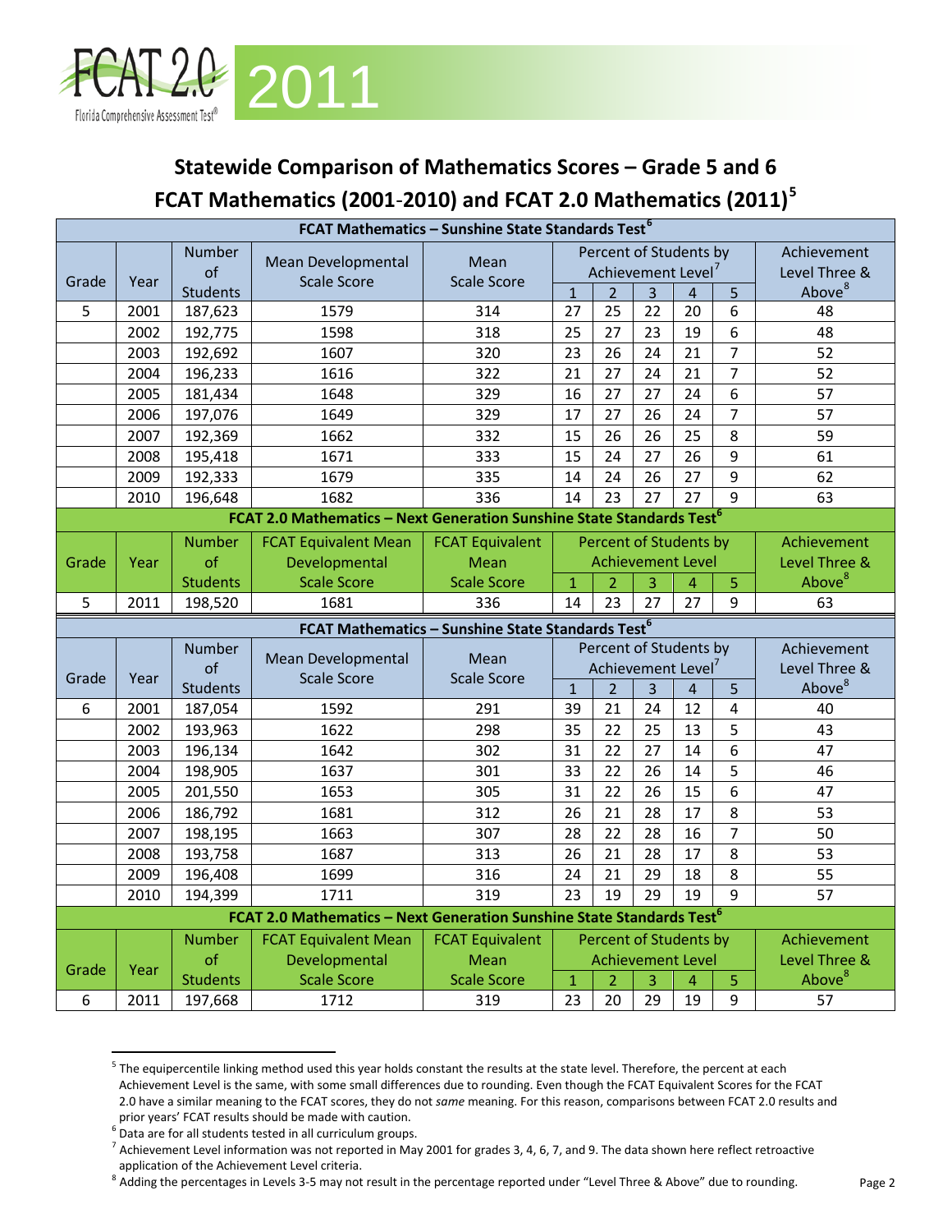FCAT 2.0 2011

Florida Comprehensive Assessment Test®

## Statewide Comparison of Mathematics Scores – Grade 5 and 6

## FCAT Mathematics (2001-2010) and FCAT 2.0 Mathematics (2011)[5]

| FCAT Mathematics – Sunshine State Standards Test[6] | | | | | | | | | | |
|---|---|---|---|---|---|---|---|---|---|---|
| Grade | Year | Number of Students | Mean Developmental Scale Score | Mean Scale Score | Percent of Students by Achievement Level[7] | | | | | Achievement Level Three & Above[8] |
| | | | | | 1 | 2 | 3 | 4 | 5 | |
| 5 | 2001 | 187,623 | 1579 | 314 | 27 | 25 | 22 | 20 | 6 | 48 |
| | 2002 | 192,775 | 1598 | 318 | 25 | 27 | 23 | 19 | 6 | 48 |
| | 2003 | 192,692 | 1607 | 320 | 23 | 26 | 24 | 21 | 7 | 52 |
| | 2004 | 196,233 | 1616 | 322 | 21 | 27 | 24 | 21 | 7 | 52 |
| | 2005 | 181,434 | 1648 | 329 | 16 | 27 | 27 | 24 | 6 | 57 |
| | 2006 | 197,076 | 1649 | 329 | 17 | 27 | 26 | 24 | 7 | 57 |
| | 2007 | 192,369 | 1662 | 332 | 15 | 26 | 26 | 25 | 8 | 59 |
| | 2008 | 195,418 | 1671 | 333 | 15 | 24 | 27 | 26 | 9 | 61 |
| | 2009 | 192,333 | 1679 | 335 | 14 | 24 | 26 | 27 | 9 | 62 |
| | 2010 | 196,648 | 1682 | 336 | 14 | 23 | 27 | 27 | 9 | 63 |
| **FCAT 2.0 Mathematics – Next Generation Sunshine State Standards Test[6]** | | | | | | | | | | |
| Grade | Year | Number of Students | FCAT Equivalent Mean Developmental Scale Score | FCAT Equivalent Mean Scale Score | Percent of Students by Achievement Level | | | | | Achievement Level Three & Above[8] |
| | | | | | 1 | 2 | 3 | 4 | 5 | |
| 5 | 2011 | 198,520 | 1681 | 336 | 14 | 23 | 27 | 27 | 9 | 63 |

| FCAT Mathematics – Sunshine State Standards Test[6] | | | | | | | | | | |
|---|---|---|---|---|---|---|---|---|---|---|
| Grade | Year | Number of Students | Mean Developmental Scale Score | Mean Scale Score | Percent of Students by Achievement Level[7] | | | | | Achievement Level Three & Above[8] |
| | | | | | 1 | 2 | 3 | 4 | 5 | |
| 6 | 2001 | 187,054 | 1592 | 291 | 39 | 21 | 24 | 12 | 4 | 40 |
| | 2002 | 193,963 | 1622 | 298 | 35 | 22 | 25 | 13 | 5 | 43 |
| | 2003 | 196,134 | 1642 | 302 | 31 | 22 | 27 | 14 | 6 | 47 |
| | 2004 | 198,905 | 1637 | 301 | 33 | 22 | 26 | 14 | 5 | 46 |
| | 2005 | 201,550 | 1653 | 305 | 31 | 22 | 26 | 15 | 6 | 47 |
| | 2006 | 186,792 | 1681 | 312 | 26 | 21 | 28 | 17 | 8 | 53 |
| | 2007 | 198,195 | 1663 | 307 | 28 | 22 | 28 | 16 | 7 | 50 |
| | 2008 | 193,758 | 1687 | 313 | 26 | 21 | 28 | 17 | 8 | 53 |
| | 2009 | 196,408 | 1699 | 316 | 24 | 21 | 29 | 18 | 8 | 55 |
| | 2010 | 194,399 | 1711 | 319 | 23 | 19 | 29 | 19 | 9 | 57 |
| **FCAT 2.0 Mathematics – Next Generation Sunshine State Standards Test[6]** | | | | | | | | | | |
| Grade | Year | Number of Students | FCAT Equivalent Mean Developmental Scale Score | FCAT Equivalent Mean Scale Score | Percent of Students by Achievement Level | | | | | Achievement Level Three & Above[8] |
| | | | | | 1 | 2 | 3 | 4 | 5 | |
| 6 | 2011 | 197,668 | 1712 | 319 | 23 | 20 | 29 | 19 | 9 | 57 |

[5] The equipercentile linking method used this year holds constant the results at the state level. Therefore, the percent at each Achievement Level is the same, with some small differences due to rounding. Even though the FCAT Equivalent Scores for the FCAT 2.0 have a similar meaning to the FCAT scores, they do not *same* meaning. For this reason, comparisons between FCAT 2.0 results and prior years' FCAT results should be made with caution.

[6] Data are for all students tested in all curriculum groups.

[7] Achievement Level information was not reported in May 2001 for grades 3, 4, 6, 7, and 9. The data shown here reflect retroactive application of the Achievement Level criteria.

[8] Adding the percentages in Levels 3-5 may not result in the percentage reported under "Level Three & Above" due to rounding.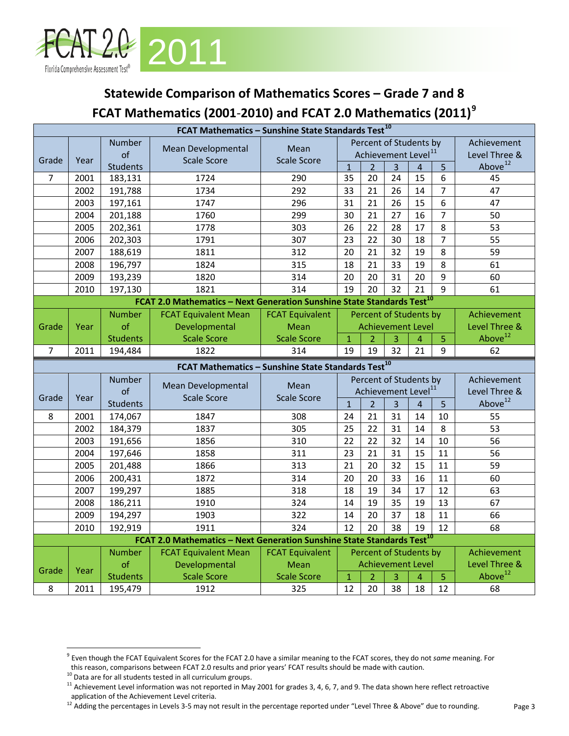# Statewide Comparison of Mathematics Scores – Grade 7 and 8

## FCAT Mathematics (2001-2010) and FCAT 2.0 Mathematics (2011)[9]

| Grade | Year | Number of Students | Mean Developmental Scale Score | Mean Scale Score | Percent of Students by Achievement Level[11] | | | | | Achievement Level Three & Above[12] |
|---|---|---|---|---|---|---|---|---|---|---|
| | | | | | 1 | 2 | 3 | 4 | 5 | |
| **FCAT Mathematics – Sunshine State Standards Test[10]** | | | | | | | | | | |
| 7 | 2001 | 183,131 | 1724 | 290 | 35 | 20 | 24 | 15 | 6 | 45 |
| | 2002 | 191,788 | 1734 | 292 | 33 | 21 | 26 | 14 | 7 | 47 |
| | 2003 | 197,161 | 1747 | 296 | 31 | 21 | 26 | 15 | 6 | 47 |
| | 2004 | 201,188 | 1760 | 299 | 30 | 21 | 27 | 16 | 7 | 50 |
| | 2005 | 202,361 | 1778 | 303 | 26 | 22 | 28 | 17 | 8 | 53 |
| | 2006 | 202,303 | 1791 | 307 | 23 | 22 | 30 | 18 | 7 | 55 |
| | 2007 | 188,619 | 1811 | 312 | 20 | 21 | 32 | 19 | 8 | 59 |
| | 2008 | 196,797 | 1824 | 315 | 18 | 21 | 33 | 19 | 8 | 61 |
| | 2009 | 193,239 | 1820 | 314 | 20 | 20 | 31 | 20 | 9 | 60 |
| | 2010 | 197,130 | 1821 | 314 | 19 | 20 | 32 | 21 | 9 | 61 |
| **FCAT 2.0 Mathematics – Next Generation Sunshine State Standards Test[10]** | | | | | | | | | | |
| Grade | Year | Number of Students | FCAT Equivalent Mean Developmental Scale Score | FCAT Equivalent Mean Scale Score | Percent of Students by Achievement Level | | | | | Achievement Level Three & Above[12] |
| | | | | | 1 | 2 | 3 | 4 | 5 | |
| 7 | 2011 | 194,484 | 1822 | 314 | 19 | 19 | 32 | 21 | 9 | 62 |

| Grade | Year | Number of Students | Mean Developmental Scale Score | Mean Scale Score | Percent of Students by Achievement Level[11] | | | | | Achievement Level Three & Above[12] |
|---|---|---|---|---|---|---|---|---|---|---|
| | | | | | 1 | 2 | 3 | 4 | 5 | |
| **FCAT Mathematics – Sunshine State Standards Test[10]** | | | | | | | | | | |
| 8 | 2001 | 174,067 | 1847 | 308 | 24 | 21 | 31 | 14 | 10 | 55 |
| | 2002 | 184,379 | 1837 | 305 | 25 | 22 | 31 | 14 | 8 | 53 |
| | 2003 | 191,656 | 1856 | 310 | 22 | 22 | 32 | 14 | 10 | 56 |
| | 2004 | 197,646 | 1858 | 311 | 23 | 21 | 31 | 15 | 11 | 56 |
| | 2005 | 201,488 | 1866 | 313 | 21 | 20 | 32 | 15 | 11 | 59 |
| | 2006 | 200,431 | 1872 | 314 | 20 | 20 | 33 | 16 | 11 | 60 |
| | 2007 | 199,297 | 1885 | 318 | 18 | 19 | 34 | 17 | 12 | 63 |
| | 2008 | 186,211 | 1910 | 324 | 14 | 19 | 35 | 19 | 13 | 67 |
| | 2009 | 194,297 | 1903 | 322 | 14 | 20 | 37 | 18 | 11 | 66 |
| | 2010 | 192,919 | 1911 | 324 | 12 | 20 | 38 | 19 | 12 | 68 |
| **FCAT 2.0 Mathematics – Next Generation Sunshine State Standards Test[10]** | | | | | | | | | | |
| Grade | Year | Number of Students | FCAT Equivalent Mean Developmental Scale Score | FCAT Equivalent Mean Scale Score | Percent of Students by Achievement Level | | | | | Achievement Level Three & Above[12] |
| | | | | | 1 | 2 | 3 | 4 | 5 | |
| 8 | 2011 | 195,479 | 1912 | 325 | 12 | 20 | 38 | 18 | 12 | 68 |

[9] Even though the FCAT Equivalent Scores for the FCAT 2.0 have a similar meaning to the FCAT scores, they do not *same* meaning. For this reason, comparisons between FCAT 2.0 results and prior years' FCAT results should be made with caution.

[10] Data are for all students tested in all curriculum groups.

[11] Achievement Level information was not reported in May 2001 for grades 3, 4, 6, 7, and 9. The data shown here reflect retroactive application of the Achievement Level criteria.

[12] Adding the percentages in Levels 3-5 may not result in the percentage reported under "Level Three & Above" due to rounding.